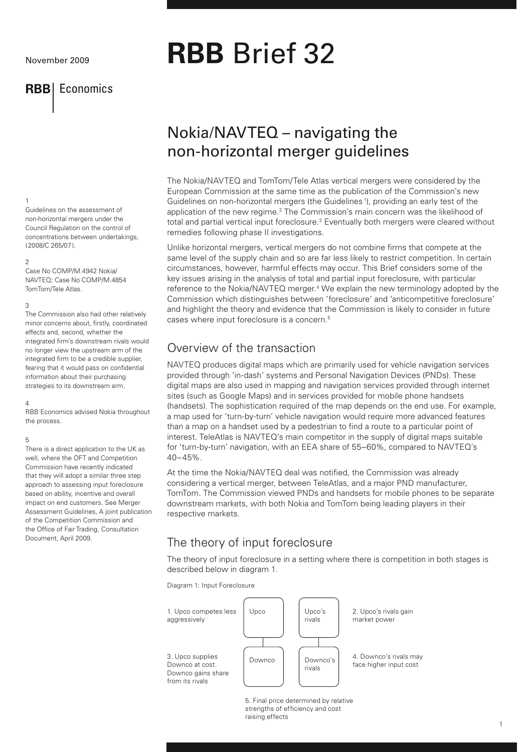November 2009

**RBB** Economics

# **RBB** Brief 32

## Nokia/NAVTEQ – navigating the non-horizontal merger guidelines

The Nokia/NAVTEQ and TomTom/Tele Atlas vertical mergers were considered by the European Commission at the same time as the publication of the Commission's new Guidelines on non-horizontal mergers (the Guidelines[1]), providing an early test of the application of the new regime.[2] The Commission's main concern was the likelihood of total and partial vertical input foreclosure.[3] Eventually both mergers were cleared without remedies following phase II investigations.

Unlike horizontal mergers, vertical mergers do not combine firms that compete at the same level of the supply chain and so are far less likely to restrict competition. In certain circumstances, however, harmful effects may occur. This Brief considers some of the key issues arising in the analysis of total and partial input foreclosure, with particular reference to the Nokia/NAVTEQ merger.[4] We explain the new terminology adopted by the Commission which distinguishes between 'foreclosure' and 'anticompetitive foreclosure' and highlight the theory and evidence that the Commission is likely to consider in future cases where input foreclosure is a concern.[5]

## Overview of the transaction

NAVTEQ produces digital maps which are primarily used for vehicle navigation services provided through 'in-dash' systems and Personal Navigation Devices (PNDs). These digital maps are also used in mapping and navigation services provided through internet sites (such as Google Maps) and in services provided for mobile phone handsets (handsets). The sophistication required of the map depends on the end use. For example, a map used for 'turn-by-turn' vehicle navigation would require more advanced features than a map on a handset used by a pedestrian to find a route to a particular point of interest. TeleAtlas is NAVTEQ's main competitor in the supply of digital maps suitable for 'turn-by-turn' navigation, with an EEA share of 55–60%, compared to NAVTEQ's 40–45%.

At the time the Nokia/NAVTEQ deal was notified, the Commission was already considering a vertical merger, between TeleAtlas, and a major PND manufacturer, TomTom. The Commission viewed PNDs and handsets for mobile phones to be separate downstream markets, with both Nokia and TomTom being leading players in their respective markets.

## The theory of input foreclosure

The theory of input foreclosure in a setting where there is competition in both stages is described below in diagram 1.

Diagram 1: Input Foreclosure

1. Upco competes less aggressively
2. Upco's rivals gain market power
3. Upco supplies Downco at cost. Downco gains share from its rivals
4. Downco's rivals may face higher input cost
5. Final price determined by relative strengths of efficiency and cost raising effects

(Diagram boxes: Upco – Downco; Upco's rivals – Downco's rivals)

---

1
Guidelines on the assessment of non-horizontal mergers under the Council Regulation on the control of concentrations between undertakings, (2008/C 265/07).

2
Case No COMP/M.4942 Nokia/NAVTEQ; Case No COMP/M.4854 TomTom/Tele Atlas.

3
The Commission also had other relatively minor concerns about, firstly, coordinated effects and, second, whether the integrated firm's downstream rivals would no longer view the upstream arm of the integrated firm to be a credible supplier, fearing that it would pass on confidential information about their purchasing strategies to its downstream arm.

4
RBB Economics advised Nokia throughout the process.

5
There is a direct application to the UK as well, where the OFT and Competition Commission have recently indicated that they will adopt a similar three step approach to assessing input foreclosure based on ability, incentive and overall impact on end customers. See Merger Assessment Guidelines, A joint publication of the Competition Commission and the Office of Fair Trading, Consultation Document, April 2009.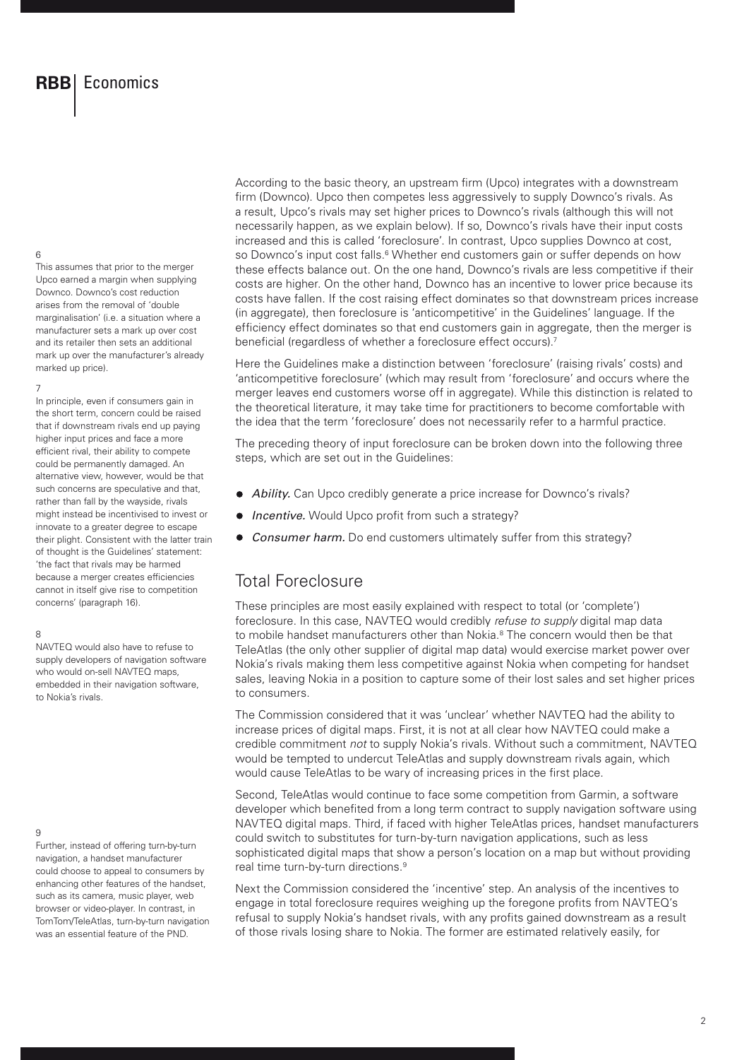According to the basic theory, an upstream firm (Upco) integrates with a downstream firm (Downco). Upco then competes less aggressively to supply Downco's rivals. As a result, Upco's rivals may set higher prices to Downco's rivals (although this will not necessarily happen, as we explain below). If so, Downco's rivals have their input costs increased and this is called 'foreclosure'. In contrast, Upco supplies Downco at cost, so Downco's input cost falls.[6] Whether end customers gain or suffer depends on how these effects balance out. On the one hand, Downco's rivals are less competitive if their costs are higher. On the other hand, Downco has an incentive to lower price because its costs have fallen. If the cost raising effect dominates so that downstream prices increase (in aggregate), then foreclosure is 'anticompetitive' in the Guidelines' language. If the efficiency effect dominates so that end customers gain in aggregate, then the merger is beneficial (regardless of whether a foreclosure effect occurs).[7]

Here the Guidelines make a distinction between 'foreclosure' (raising rivals' costs) and 'anticompetitive foreclosure' (which may result from 'foreclosure' and occurs where the merger leaves end customers worse off in aggregate). While this distinction is related to the theoretical literature, it may take time for practitioners to become comfortable with the idea that the term 'foreclosure' does not necessarily refer to a harmful practice.

The preceding theory of input foreclosure can be broken down into the following three steps, which are set out in the Guidelines:

- *Ability.* Can Upco credibly generate a price increase for Downco's rivals?
- *Incentive.* Would Upco profit from such a strategy?
- *Consumer harm.* Do end customers ultimately suffer from this strategy?

## Total Foreclosure

These principles are most easily explained with respect to total (or 'complete') foreclosure. In this case, NAVTEQ would credibly *refuse to supply* digital map data to mobile handset manufacturers other than Nokia.[8] The concern would then be that TeleAtlas (the only other supplier of digital map data) would exercise market power over Nokia's rivals making them less competitive against Nokia when competing for handset sales, leaving Nokia in a position to capture some of their lost sales and set higher prices to consumers.

The Commission considered that it was 'unclear' whether NAVTEQ had the ability to increase prices of digital maps. First, it is not at all clear how NAVTEQ could make a credible commitment *not* to supply Nokia's rivals. Without such a commitment, NAVTEQ would be tempted to undercut TeleAtlas and supply downstream rivals again, which would cause TeleAtlas to be wary of increasing prices in the first place.

Second, TeleAtlas would continue to face some competition from Garmin, a software developer which benefited from a long term contract to supply navigation software using NAVTEQ digital maps. Third, if faced with higher TeleAtlas prices, handset manufacturers could switch to substitutes for turn-by-turn navigation applications, such as less sophisticated digital maps that show a person's location on a map but without providing real time turn-by-turn directions.[9]

Next the Commission considered the 'incentive' step. An analysis of the incentives to engage in total foreclosure requires weighing up the foregone profits from NAVTEQ's refusal to supply Nokia's handset rivals, with any profits gained downstream as a result of those rivals losing share to Nokia. The former are estimated relatively easily, for

---

6 This assumes that prior to the merger Upco earned a margin when supplying Downco. Downco's cost reduction arises from the removal of 'double marginalisation' (i.e. a situation where a manufacturer sets a mark up over cost and its retailer then sets an additional mark up over the manufacturer's already marked up price).

7 In principle, even if consumers gain in the short term, concern could be raised that if downstream rivals end up paying higher input prices and face a more efficient rival, their ability to compete could be permanently damaged. An alternative view, however, would be that such concerns are speculative and that, rather than fall by the wayside, rivals might instead be incentivised to invest or innovate to a greater degree to escape their plight. Consistent with the latter train of thought is the Guidelines' statement: 'the fact that rivals may be harmed because a merger creates efficiencies cannot in itself give rise to competition concerns' (paragraph 16).

8 NAVTEQ would also have to refuse to supply developers of navigation software who would on-sell NAVTEQ maps, embedded in their navigation software, to Nokia's rivals.

9 Further, instead of offering turn-by-turn navigation, a handset manufacturer could choose to appeal to consumers by enhancing other features of the handset, such as its camera, music player, web browser or video-player. In contrast, in TomTom/TeleAtlas, turn-by-turn navigation was an essential feature of the PND.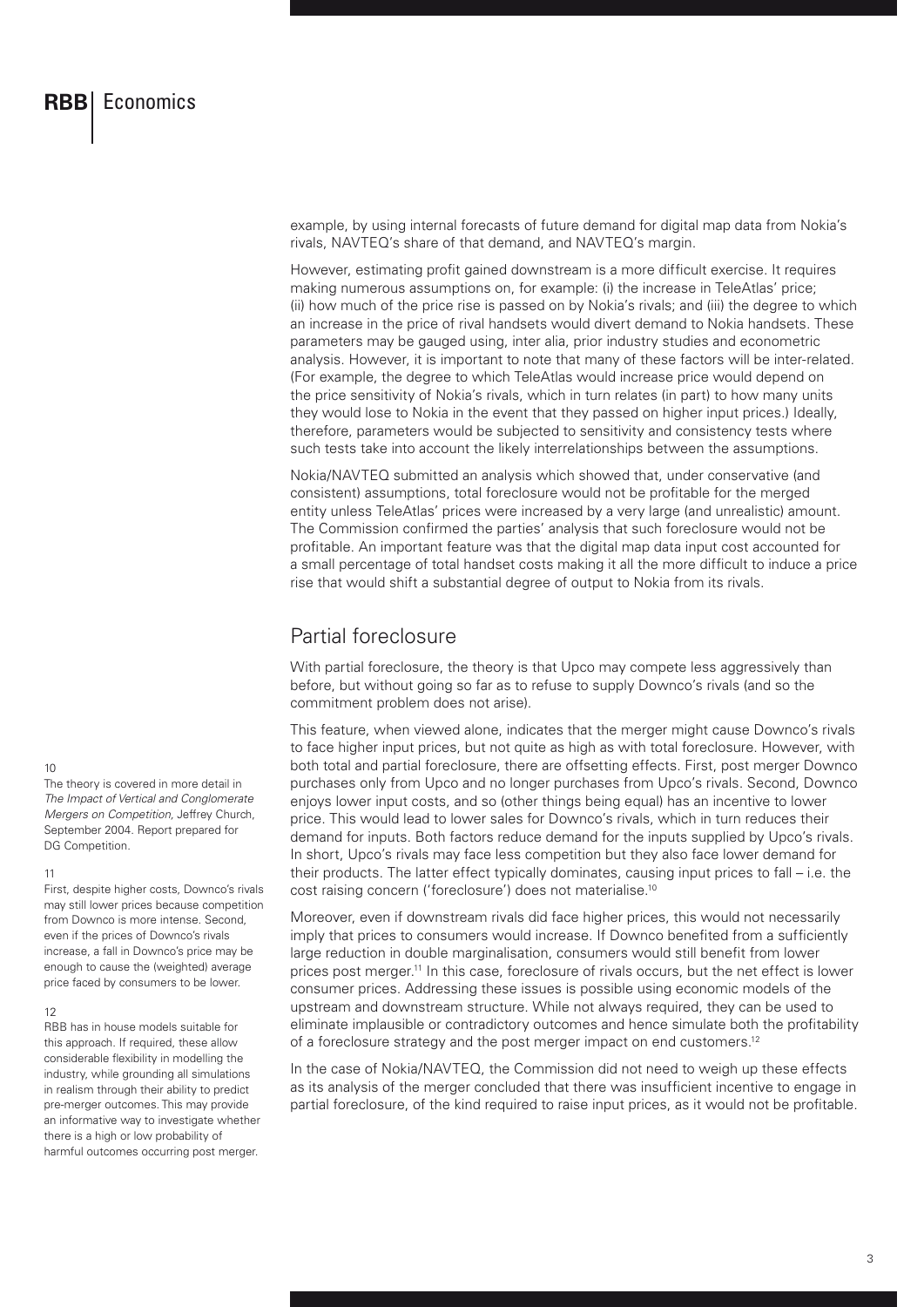example, by using internal forecasts of future demand for digital map data from Nokia's rivals, NAVTEQ's share of that demand, and NAVTEQ's margin.

However, estimating profit gained downstream is a more difficult exercise. It requires making numerous assumptions on, for example: (i) the increase in TeleAtlas' price; (ii) how much of the price rise is passed on by Nokia's rivals; and (iii) the degree to which an increase in the price of rival handsets would divert demand to Nokia handsets. These parameters may be gauged using, inter alia, prior industry studies and econometric analysis. However, it is important to note that many of these factors will be inter-related. (For example, the degree to which TeleAtlas would increase price would depend on the price sensitivity of Nokia's rivals, which in turn relates (in part) to how many units they would lose to Nokia in the event that they passed on higher input prices.) Ideally, therefore, parameters would be subjected to sensitivity and consistency tests where such tests take into account the likely interrelationships between the assumptions.

Nokia/NAVTEQ submitted an analysis which showed that, under conservative (and consistent) assumptions, total foreclosure would not be profitable for the merged entity unless TeleAtlas' prices were increased by a very large (and unrealistic) amount. The Commission confirmed the parties' analysis that such foreclosure would not be profitable. An important feature was that the digital map data input cost accounted for a small percentage of total handset costs making it all the more difficult to induce a price rise that would shift a substantial degree of output to Nokia from its rivals.

## Partial foreclosure

With partial foreclosure, the theory is that Upco may compete less aggressively than before, but without going so far as to refuse to supply Downco's rivals (and so the commitment problem does not arise).

This feature, when viewed alone, indicates that the merger might cause Downco's rivals to face higher input prices, but not quite as high as with total foreclosure. However, with both total and partial foreclosure, there are offsetting effects. First, post merger Downco purchases only from Upco and no longer purchases from Upco's rivals. Second, Downco enjoys lower input costs, and so (other things being equal) has an incentive to lower price. This would lead to lower sales for Downco's rivals, which in turn reduces their demand for inputs. Both factors reduce demand for the inputs supplied by Upco's rivals. In short, Upco's rivals may face less competition but they also face lower demand for their products. The latter effect typically dominates, causing input prices to fall – i.e. the cost raising concern ('foreclosure') does not materialise.[10]

Moreover, even if downstream rivals did face higher prices, this would not necessarily imply that prices to consumers would increase. If Downco benefited from a sufficiently large reduction in double marginalisation, consumers would still benefit from lower prices post merger.[11] In this case, foreclosure of rivals occurs, but the net effect is lower consumer prices. Addressing these issues is possible using economic models of the upstream and downstream structure. While not always required, they can be used to eliminate implausible or contradictory outcomes and hence simulate both the profitability of a foreclosure strategy and the post merger impact on end customers.[12]

In the case of Nokia/NAVTEQ, the Commission did not need to weigh up these effects as its analysis of the merger concluded that there was insufficient incentive to engage in partial foreclosure, of the kind required to raise input prices, as it would not be profitable.

---

10
The theory is covered in more detail in *The Impact of Vertical and Conglomerate Mergers on Competition*, Jeffrey Church, September 2004. Report prepared for DG Competition.

11
First, despite higher costs, Downco's rivals may still lower prices because competition from Downco is more intense. Second, even if the prices of Downco's rivals increase, a fall in Downco's price may be enough to cause the (weighted) average price faced by consumers to be lower.

12
RBB has in house models suitable for this approach. If required, these allow considerable flexibility in modelling the industry, while grounding all simulations in realism through their ability to predict pre-merger outcomes. This may provide an informative way to investigate whether there is a high or low probability of harmful outcomes occurring post merger.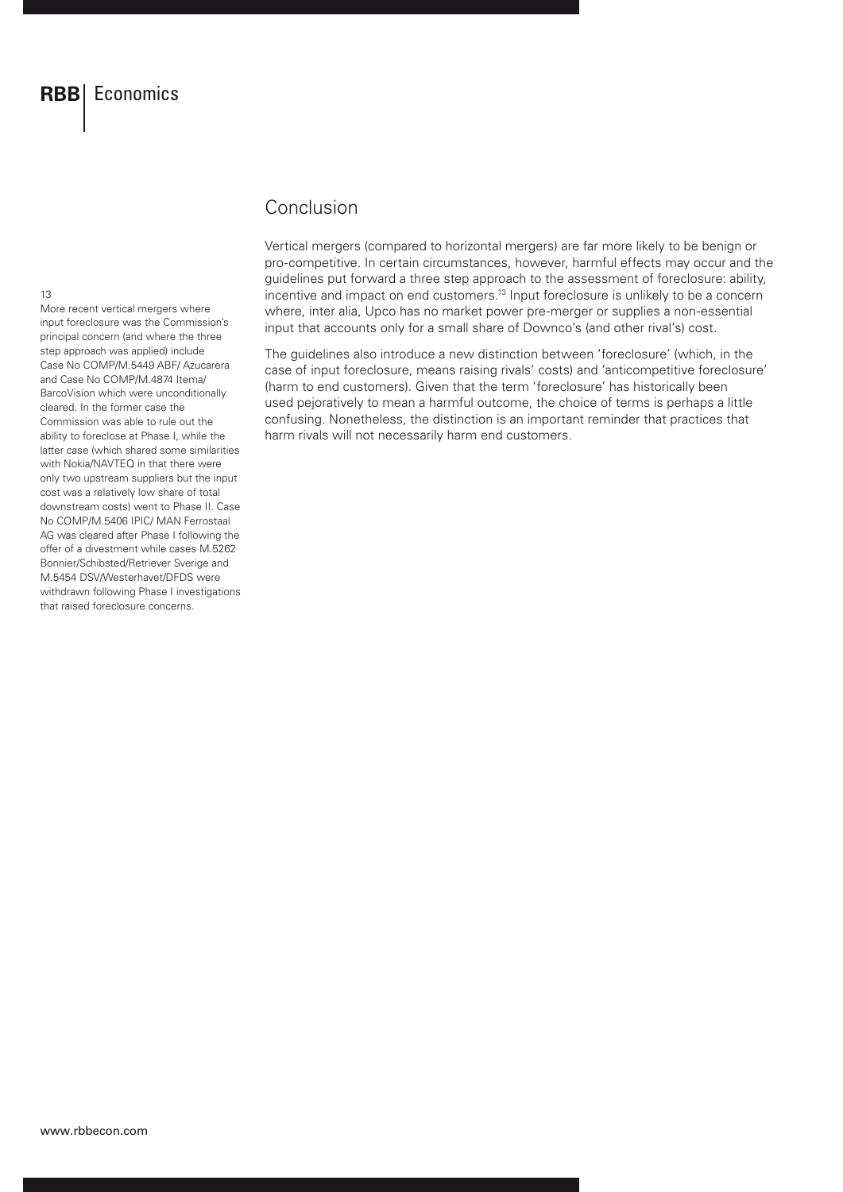## Conclusion

Vertical mergers (compared to horizontal mergers) are far more likely to be benign or pro-competitive. In certain circumstances, however, harmful effects may occur and the guidelines put forward a three step approach to the assessment of foreclosure: ability, incentive and impact on end customers.[13] Input foreclosure is unlikely to be a concern where, inter alia, Upco has no market power pre-merger or supplies a non-essential input that accounts only for a small share of Downco's (and other rival's) cost.

The guidelines also introduce a new distinction between 'foreclosure' (which, in the case of input foreclosure, means raising rivals' costs) and 'anticompetitive foreclosure' (harm to end customers). Given that the term 'foreclosure' has historically been used pejoratively to mean a harmful outcome, the choice of terms is perhaps a little confusing. Nonetheless, the distinction is an important reminder that practices that harm rivals will not necessarily harm end customers.

13
More recent vertical mergers where input foreclosure was the Commission's principal concern (and where the three step approach was applied) include Case No COMP/M.5449 ABF/ Azucarera and Case No COMP/M.4874 Itema/ BarcoVision which were unconditionally cleared. In the former case the Commission was able to rule out the ability to foreclose at Phase I, while the latter case (which shared some similarities with Nokia/NAVTEQ in that there were only two upstream suppliers but the input cost was a relatively low share of total downstream costs) went to Phase II. Case No COMP/M.5406 IPIC/ MAN Ferrostaal AG was cleared after Phase I following the offer of a divestment while cases M.5262 Bonnier/Schibsted/Retriever Sverige and M.5454 DSV/Westerhavet/DFDS were withdrawn following Phase I investigations that raised foreclosure concerns.